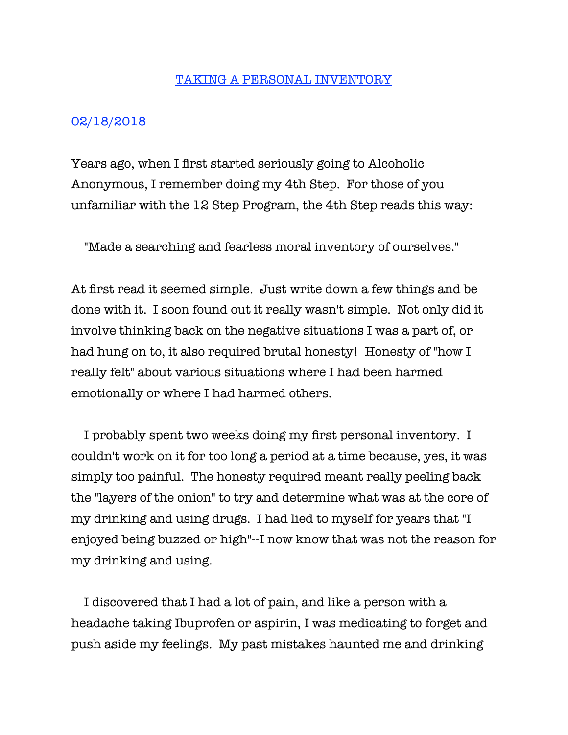# TAKING A PERSONAL INVENTORY

02/18/2018

Years ago, when I first started seriously going to Alcoholic Anonymous, I remember doing my 4th Step. For those of you unfamiliar with the 12 Step Program, the 4th Step reads this way:

"Made a searching and fearless moral inventory of ourselves."

At first read it seemed simple. Just write down a few things and be done with it. I soon found out it really wasn't simple. Not only did it involve thinking back on the negative situations I was a part of, or had hung on to, it also required brutal honesty! Honesty of "how I really felt" about various situations where I had been harmed emotionally or where I had harmed others.

I probably spent two weeks doing my first personal inventory. I couldn't work on it for too long a period at a time because, yes, it was simply too painful. The honesty required meant really peeling back the "layers of the onion" to try and determine what was at the core of my drinking and using drugs. I had lied to myself for years that "I enjoyed being buzzed or high"--I now know that was not the reason for my drinking and using.

I discovered that I had a lot of pain, and like a person with a headache taking Ibuprofen or aspirin, I was medicating to forget and push aside my feelings. My past mistakes haunted me and drinking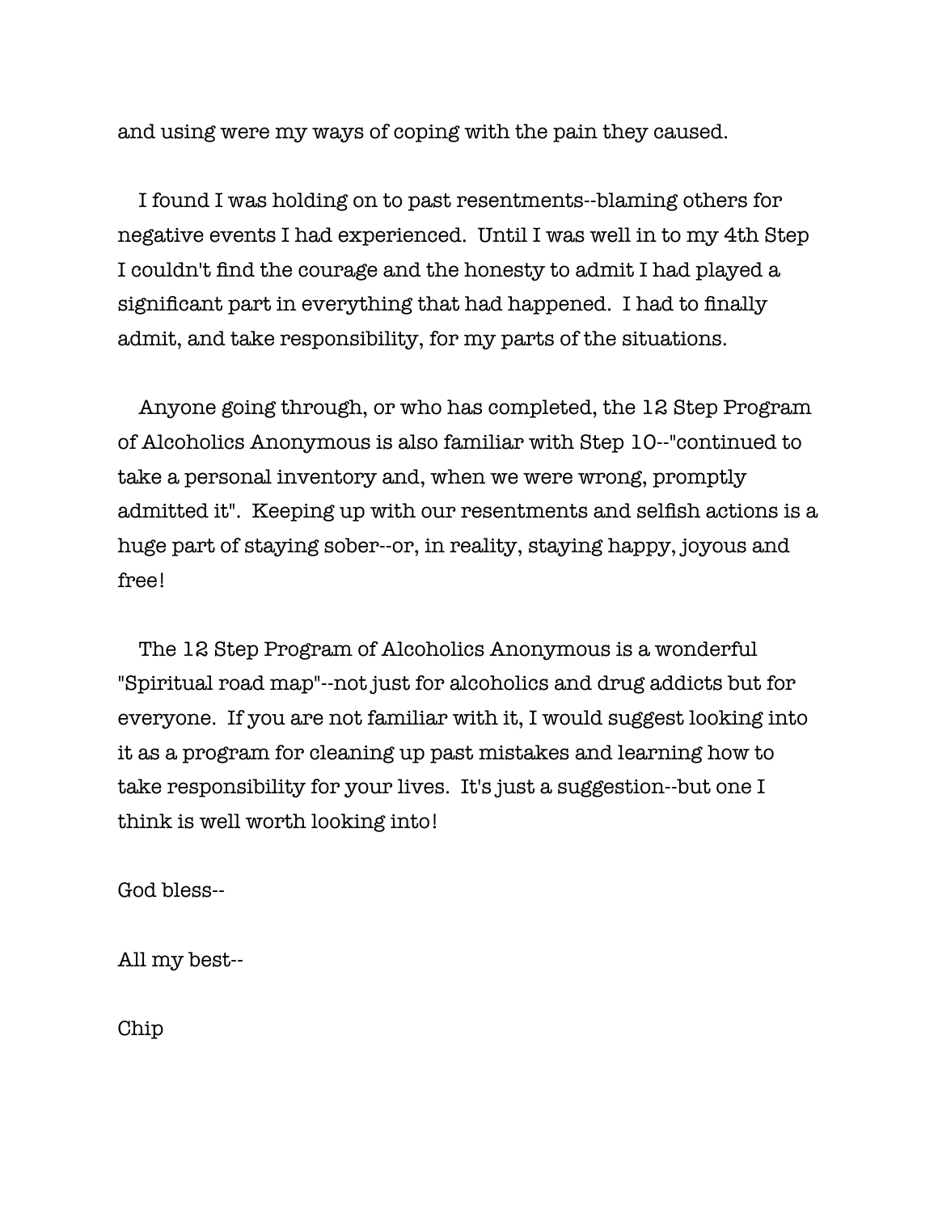and using were my ways of coping with the pain they caused.

I found I was holding on to past resentments--blaming others for negative events I had experienced. Until I was well in to my 4th Step I couldn't find the courage and the honesty to admit I had played a significant part in everything that had happened. I had to finally admit, and take responsibility, for my parts of the situations.

Anyone going through, or who has completed, the 12 Step Program of Alcoholics Anonymous is also familiar with Step 10--"continued to take a personal inventory and, when we were wrong, promptly admitted it". Keeping up with our resentments and selfish actions is a huge part of staying sober--or, in reality, staying happy, joyous and free!

The 12 Step Program of Alcoholics Anonymous is a wonderful "Spiritual road map"--not just for alcoholics and drug addicts but for everyone. If you are not familiar with it, I would suggest looking into it as a program for cleaning up past mistakes and learning how to take responsibility for your lives. It's just a suggestion--but one I think is well worth looking into!

God bless--

All my best--

Chip